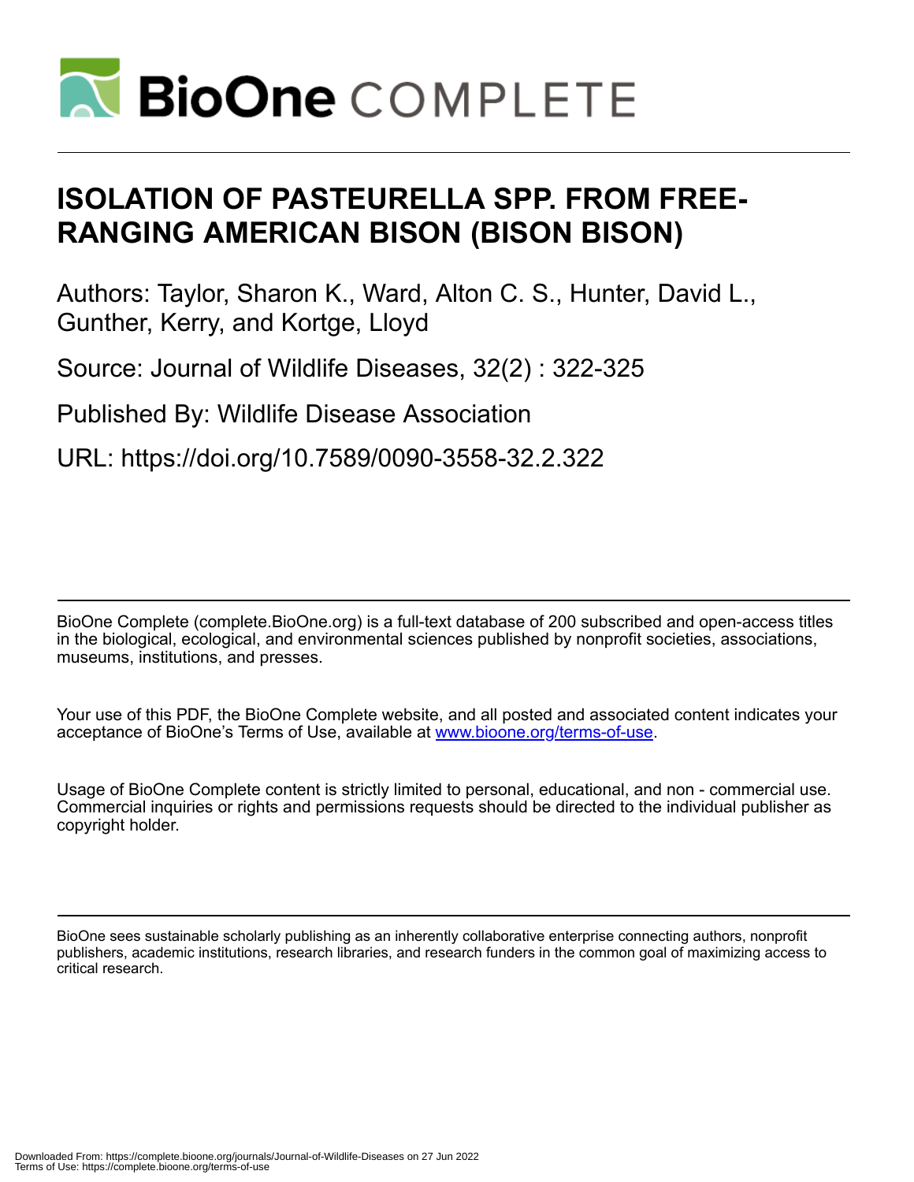# ISOLATION OF PASTEURELLA SPP. FROM FREE-RANGING AMERICAN BISON (BISON BISON)

Authors: Taylor, Sharon K., Ward, Alton C. S., Hunter, David L., Gunther, Kerry, and Kortge, Lloyd

Source: Journal of Wildlife Diseases, 32(2) : 322-325

Published By: Wildlife Disease Association

URL: https://doi.org/10.7589/0090-3558-32.2.322

BioOne Complete (complete.BioOne.org) is a full-text database of 200 subscribed and open-access titles in the biological, ecological, and environmental sciences published by nonprofit societies, associations, museums, institutions, and presses.

Your use of this PDF, the BioOne Complete website, and all posted and associated content indicates your acceptance of BioOne's Terms of Use, available at www.bioone.org/terms-of-use.

Usage of BioOne Complete content is strictly limited to personal, educational, and non - commercial use. Commercial inquiries or rights and permissions requests should be directed to the individual publisher as copyright holder.

BioOne sees sustainable scholarly publishing as an inherently collaborative enterprise connecting authors, nonprofit publishers, academic institutions, research libraries, and research funders in the common goal of maximizing access to critical research.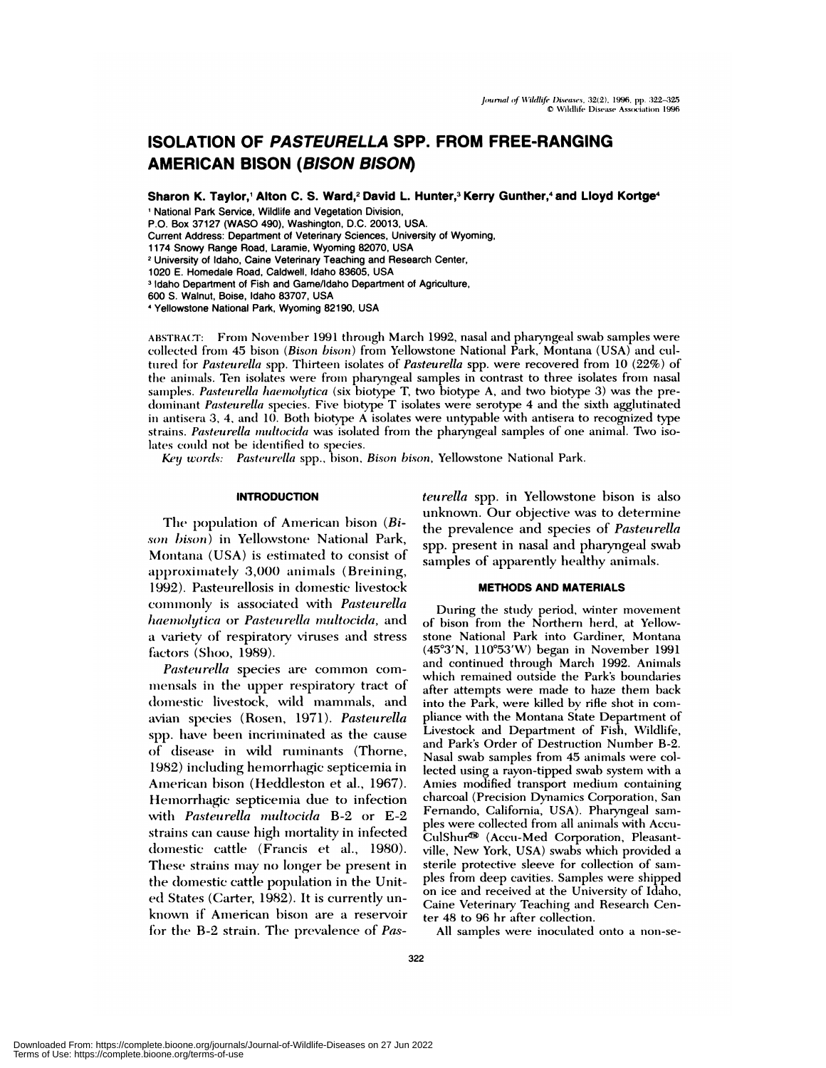# ISOLATION OF *PASTEURELLA* SPP. FROM FREE-RANGING AMERICAN BISON (*BISON BISON*)

**Sharon K. Taylor,[1] Alton C. S. Ward,[2] David L. Hunter,[3] Kerry Gunther,[4] and Lloyd Kortge[4]**

[1] National Park Service, Wildlife and Vegetation Division, P.O. Box 37127 (WASO 490), Washington, D.C. 20013, USA. Current Address: Department of Veterinary Sciences, University of Wyoming, 1174 Snowy Range Road, Laramie, Wyoming 82070, USA
[2] University of Idaho, Caine Veterinary Teaching and Research Center, 1020 E. Homedale Road, Caldwell, Idaho 83605, USA
[3] Idaho Department of Fish and Game/Idaho Department of Agriculture, 600 S. Walnut, Boise, Idaho 83707, USA
[4] Yellowstone National Park, Wyoming 82190, USA

ABSTRACT: From November 1991 through March 1992, nasal and pharyngeal swab samples were collected from 45 bison (*Bison bison*) from Yellowstone National Park, Montana (USA) and cultured for *Pasteurella* spp. Thirteen isolates of *Pasteurella* spp. were recovered from 10 (22%) of the animals. Ten isolates were from pharyngeal samples in contrast to three isolates from nasal samples. *Pasteurella haemolytica* (six biotype T, two biotype A, and two biotype 3) was the predominant *Pasteurella* species. Five biotype T isolates were serotype 4 and the sixth agglutinated in antisera 3, 4, and 10. Both biotype A isolates were untypable with antisera to recognized type strains. *Pasteurella multocida* was isolated from the pharyngeal samples of one animal. Two isolates could not be identified to species.

*Key words:* *Pasteurella* spp., bison, *Bison bison*, Yellowstone National Park.

## INTRODUCTION

The population of American bison (*Bison bison*) in Yellowstone National Park, Montana (USA) is estimated to consist of approximately 3,000 animals (Breining, 1992). Pasteurellosis in domestic livestock commonly is associated with *Pasteurella haemolytica* or *Pasteurella multocida*, and a variety of respiratory viruses and stress factors (Shoo, 1989).

*Pasteurella* species are common commensals in the upper respiratory tract of domestic livestock, wild mammals, and avian species (Rosen, 1971). *Pasteurella* spp. have been incriminated as the cause of disease in wild ruminants (Thorne, 1982) including hemorrhagic septicemia in American bison (Heddleston et al., 1967). Hemorrhagic septicemia due to infection with *Pasteurella multocida* B-2 or E-2 strains can cause high mortality in infected domestic cattle (Francis et al., 1980). These strains may no longer be present in the domestic cattle population in the United States (Carter, 1982). It is currently unknown if American bison are a reservoir for the B-2 strain. The prevalence of *Pasteurella* spp. in Yellowstone bison is also unknown. Our objective was to determine the prevalence and species of *Pasteurella* spp. present in nasal and pharyngeal swab samples of apparently healthy animals.

## METHODS AND MATERIALS

During the study period, winter movement of bison from the Northern herd, at Yellowstone National Park into Gardiner, Montana (45°3′N, 110°53′W) began in November 1991 and continued through March 1992. Animals which remained outside the Park's boundaries after attempts were made to haze them back into the Park, were killed by rifle shot in compliance with the Montana State Department of Livestock and Department of Fish, Wildlife, and Park's Order of Destruction Number B-2. Nasal swab samples from 45 animals were collected using a rayon-tipped swab system with a Amies modified transport medium containing charcoal (Precision Dynamics Corporation, San Fernando, California, USA). Pharyngeal samples were collected from all animals with Accu-CulShur® (Accu-Med Corporation, Pleasantville, New York, USA) swabs which provided a sterile protective sleeve for collection of samples from deep cavities. Samples were shipped on ice and received at the University of Idaho, Caine Veterinary Teaching and Research Center 48 to 96 hr after collection.

All samples were inoculated onto a non-se-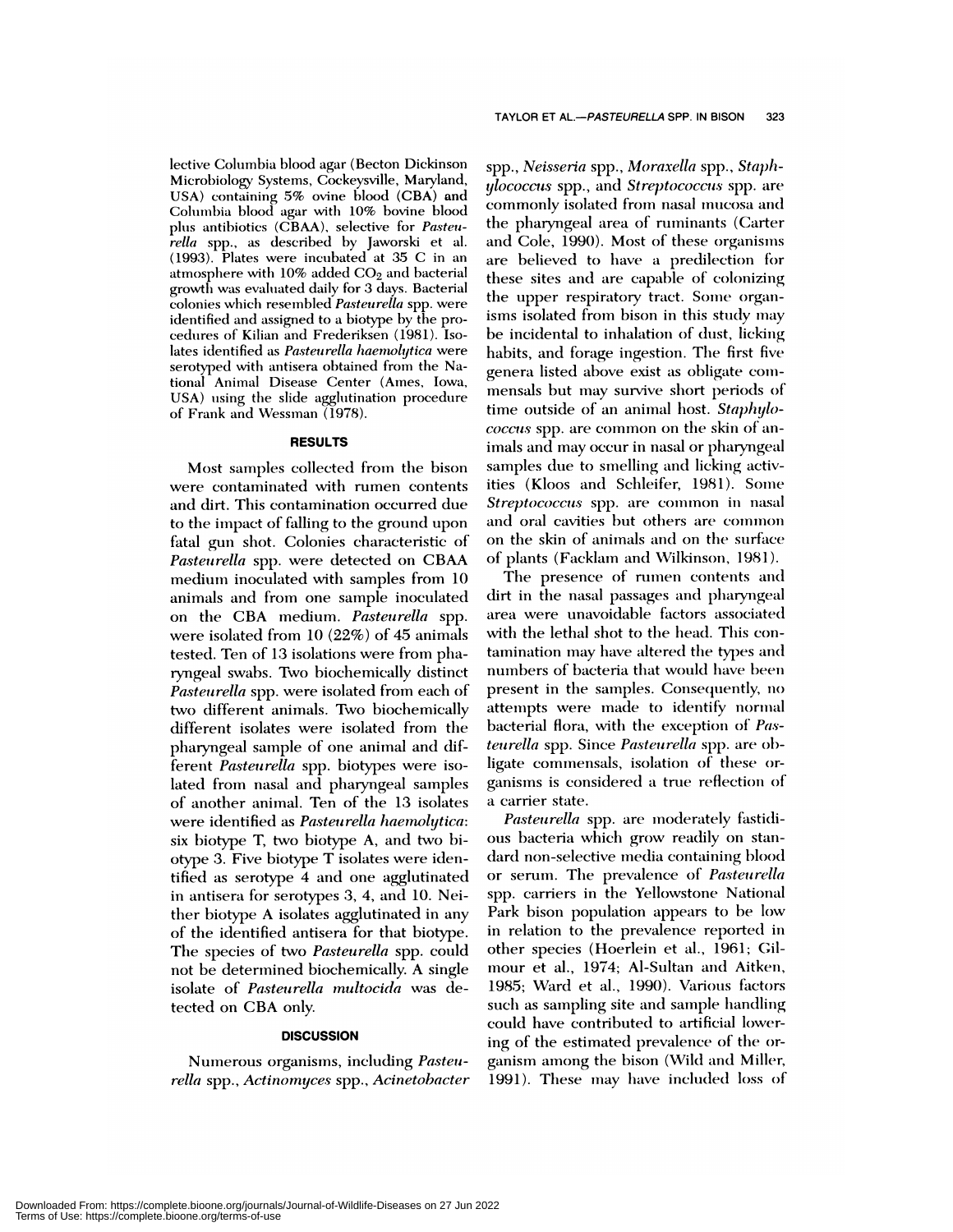lective Columbia blood agar (Becton Dickinson Microbiology Systems, Cockeysville, Maryland, USA) containing 5% ovine blood (CBA) and Columbia blood agar with 10% bovine blood plus antibiotics (CBAA), selective for *Pasteurella* spp., as described by Jaworski et al. (1993). Plates were incubated at 35 C in an atmosphere with 10% added $CO_2$ and bacterial growth was evaluated daily for 3 days. Bacterial colonies which resembled *Pasteurella* spp. were identified and assigned to a biotype by the procedures of Kilian and Frederiksen (1981). Isolates identified as *Pasteurella haemolytica* were serotyped with antisera obtained from the National Animal Disease Center (Ames, Iowa, USA) using the slide agglutination procedure of Frank and Wessman (1978).

## RESULTS

Most samples collected from the bison were contaminated with rumen contents and dirt. This contamination occurred due to the impact of falling to the ground upon fatal gun shot. Colonies characteristic of *Pasteurella* spp. were detected on CBAA medium inoculated with samples from 10 animals and from one sample inoculated on the CBA medium. *Pasteurella* spp. were isolated from 10 (22%) of 45 animals tested. Ten of 13 isolations were from pharyngeal swabs. Two biochemically distinct *Pasteurella* spp. were isolated from each of two different animals. Two biochemically different isolates were isolated from the pharyngeal sample of one animal and different *Pasteurella* spp. biotypes were isolated from nasal and pharyngeal samples of another animal. Ten of the 13 isolates were identified as *Pasteurella haemolytica*: six biotype T, two biotype A, and two biotype 3. Five biotype T isolates were identified as serotype 4 and one agglutinated in antisera for serotypes 3, 4, and 10. Neither biotype A isolates agglutinated in any of the identified antisera for that biotype. The species of two *Pasteurella* spp. could not be determined biochemically. A single isolate of *Pasteurella multocida* was detected on CBA only.

## DISCUSSION

Numerous organisms, including *Pasteurella* spp., *Actinomyces* spp., *Acinetobacter* spp., *Neisseria* spp., *Moraxella* spp., *Staphylococcus* spp., and *Streptococcus* spp. are commonly isolated from nasal mucosa and the pharyngeal area of ruminants (Carter and Cole, 1990). Most of these organisms are believed to have a predilection for these sites and are capable of colonizing the upper respiratory tract. Some organisms isolated from bison in this study may be incidental to inhalation of dust, licking habits, and forage ingestion. The first five genera listed above exist as obligate commensals but may survive short periods of time outside of an animal host. *Staphylococcus* spp. are common on the skin of animals and may occur in nasal or pharyngeal samples due to smelling and licking activities (Kloos and Schleifer, 1981). Some *Streptococcus* spp. are common in nasal and oral cavities but others are common on the skin of animals and on the surface of plants (Facklam and Wilkinson, 1981).

The presence of rumen contents and dirt in the nasal passages and pharyngeal area were unavoidable factors associated with the lethal shot to the head. This contamination may have altered the types and numbers of bacteria that would have been present in the samples. Consequently, no attempts were made to identify normal bacterial flora, with the exception of *Pasteurella* spp. Since *Pasteurella* spp. are obligate commensals, isolation of these organisms is considered a true reflection of a carrier state.

*Pasteurella* spp. are moderately fastidious bacteria which grow readily on standard non-selective media containing blood or serum. The prevalence of *Pasteurella* spp. carriers in the Yellowstone National Park bison population appears to be low in relation to the prevalence reported in other species (Hoerlein et al., 1961; Gilmour et al., 1974; Al-Sultan and Aitken, 1985; Ward et al., 1990). Various factors such as sampling site and sample handling could have contributed to artificial lowering of the estimated prevalence of the organism among the bison (Wild and Miller, 1991). These may have included loss of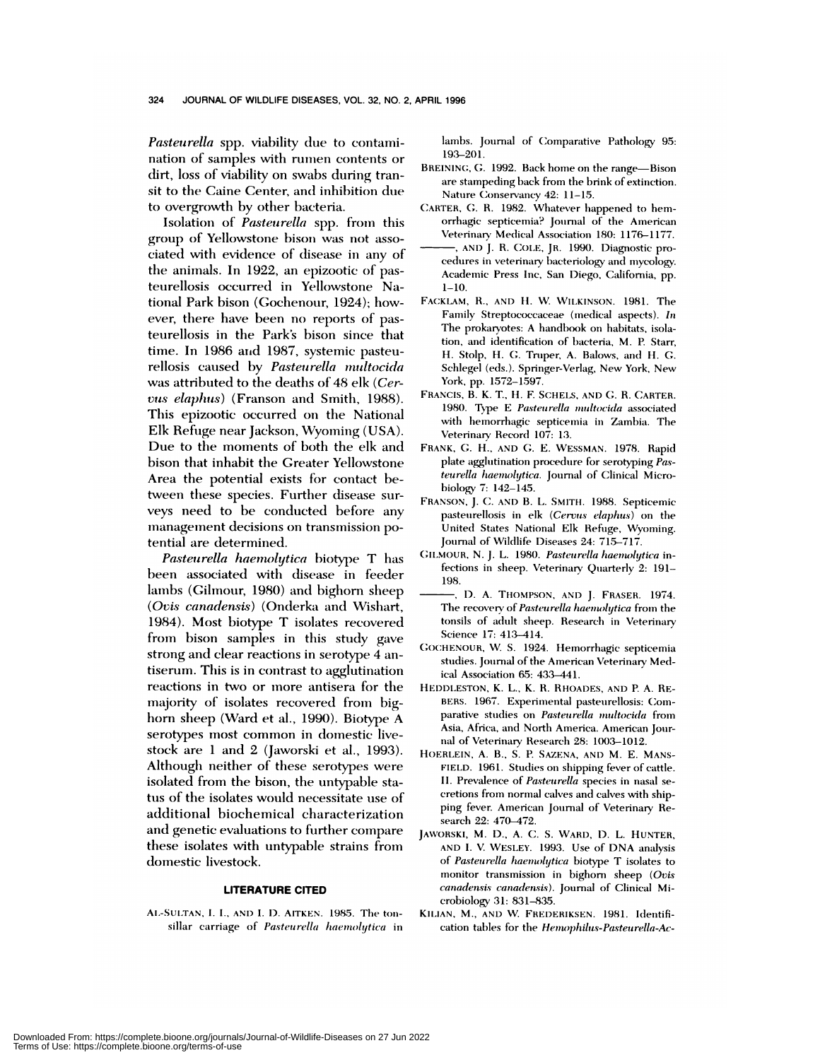*Pasteurella* spp. viability due to contamination of samples with rumen contents or dirt, loss of viability on swabs during transit to the Caine Center, and inhibition due to overgrowth by other bacteria.

Isolation of *Pasteurella* spp. from this group of Yellowstone bison was not associated with evidence of disease in any of the animals. In 1922, an epizootic of pasteurellosis occurred in Yellowstone National Park bison (Gochenour, 1924); however, there have been no reports of pasteurellosis in the Park's bison since that time. In 1986 and 1987, systemic pasteurellosis caused by *Pasteurella multocida* was attributed to the deaths of 48 elk (*Cervus elaphus*) (Franson and Smith, 1988). This epizootic occurred on the National Elk Refuge near Jackson, Wyoming (USA). Due to the moments of both the elk and bison that inhabit the Greater Yellowstone Area the potential exists for contact between these species. Further disease surveys need to be conducted before any management decisions on transmission potential are determined.

*Pasteurella haemolytica* biotype T has been associated with disease in feeder lambs (Gilmour, 1980) and bighorn sheep (*Ovis canadensis*) (Onderka and Wishart, 1984). Most biotype T isolates recovered from bison samples in this study gave strong and clear reactions in serotype 4 antiserum. This is in contrast to agglutination reactions in two or more antisera for the majority of isolates recovered from bighorn sheep (Ward et al., 1990). Biotype A serotypes most common in domestic livestock are 1 and 2 (Jaworski et al., 1993). Although neither of these serotypes were isolated from the bison, the untypable status of the isolates would necessitate use of additional biochemical characterization and genetic evaluations to further compare these isolates with untypable strains from domestic livestock.

## LITERATURE CITED

AL-SULTAN, I. I., AND I. D. AITKEN. 1985. The tonsillar carriage of *Pasteurella haemolytica* in lambs. Journal of Comparative Pathology 95: 193–201.

BREINING, G. 1992. Back home on the range—Bison are stampeding back from the brink of extinction. Nature Conservancy 42: 11–15.

CARTER, G. R. 1982. Whatever happened to hemorrhagic septicemia? Journal of the American Veterinary Medical Association 180: 1176–1177.

———, AND J. R. COLE, JR. 1990. Diagnostic procedures in veterinary bacteriology and mycology. Academic Press Inc, San Diego, California, pp. 1–10.

FACKLAM, R., AND H. W. WILKINSON. 1981. The Family Streptococcaceae (medical aspects). *In* The prokaryotes: A handbook on habitats, isolation, and identification of bacteria, M. P. Starr, H. Stolp, H. G. Truper, A. Balows, and H. G. Schlegel (eds.). Springer-Verlag, New York, New York, pp. 1572–1597.

FRANCIS, B. K. T., H. F. SCHELS, AND G. R. CARTER. 1980. Type E *Pasteurella multocida* associated with hemorrhagic septicemia in Zambia. The Veterinary Record 107: 13.

FRANK, G. H., AND G. E. WESSMAN. 1978. Rapid plate agglutination procedure for serotyping *Pasteurella haemolytica*. Journal of Clinical Microbiology 7: 142–145.

FRANSON, J. C. AND B. L. SMITH. 1988. Septicemic pasteurellosis in elk (*Cervus elaphus*) on the United States National Elk Refuge, Wyoming. Journal of Wildlife Diseases 24: 715–717.

GILMOUR, N. J. L. 1980. *Pasteurella haemolytica* infections in sheep. Veterinary Quarterly 2: 191–198.

———, D. A. THOMPSON, AND J. FRASER. 1974. The recovery of *Pasteurella haemolytica* from the tonsils of adult sheep. Research in Veterinary Science 17: 413–414.

GOCHENOUR, W. S. 1924. Hemorrhagic septicemia studies. Journal of the American Veterinary Medical Association 65: 433–441.

HEDDLESTON, K. L., K. R. RHOADES, AND P. A. REBERS. 1967. Experimental pasteurellosis: Comparative studies on *Pasteurella multocida* from Asia, Africa, and North America. American Journal of Veterinary Research 28: 1003–1012.

HOERLEIN, A. B., S. P. SAZENA, AND M. E. MANSFIELD. 1961. Studies on shipping fever of cattle. II. Prevalence of *Pasteurella* species in nasal secretions from normal calves and calves with shipping fever. American Journal of Veterinary Research 22: 470–472.

JAWORSKI, M. D., A. C. S. WARD, D. L. HUNTER, AND I. V. WESLEY. 1993. Use of DNA analysis of *Pasteurella haemolytica* biotype T isolates to monitor transmission in bighorn sheep (*Ovis canadensis canadensis*). Journal of Clinical Microbiology 31: 831–835.

KILIAN, M., AND W. FREDERIKSEN. 1981. Identification tables for the *Hemophilus-Pasteurella-Ac-*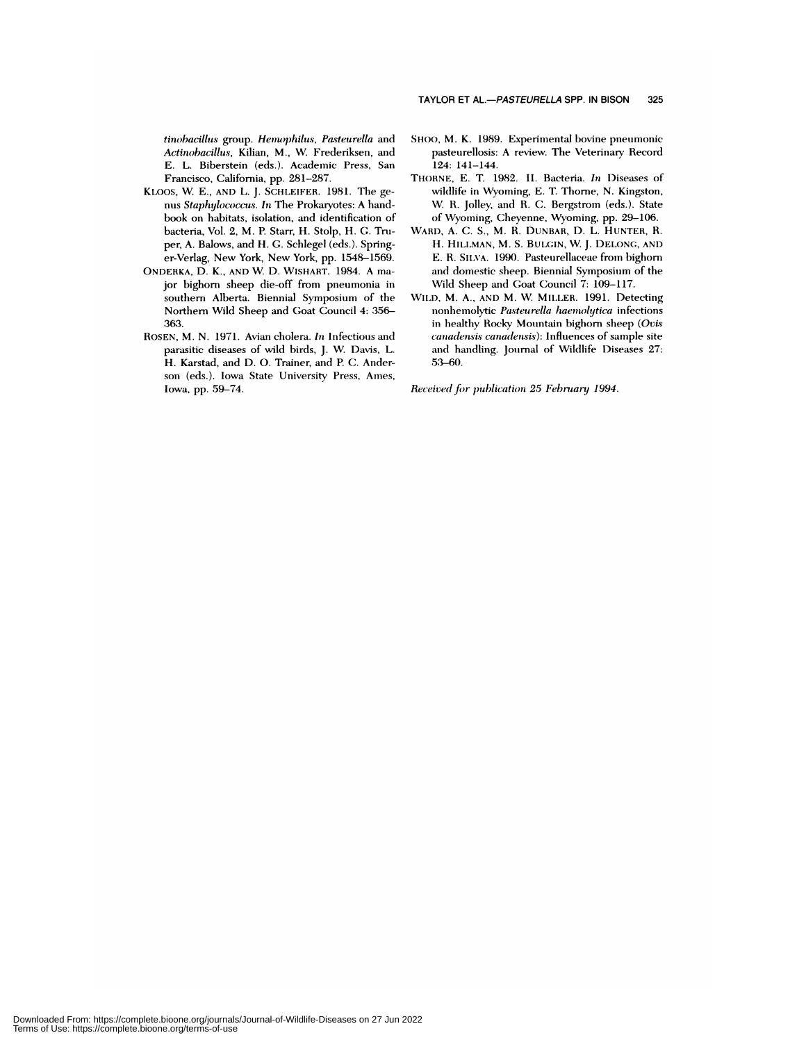*tinobacillus* group. *Hemophilus, Pasteurella* and *Actinobacillus*, Kilian, M., W. Frederiksen, and E. L. Biberstein (eds.). Academic Press, San Francisco, California, pp. 281–287.

KLOOS, W. E., AND L. J. SCHLEIFER. 1981. The genus *Staphylococcus*. *In* The Prokaryotes: A handbook on habitats, isolation, and identification of bacteria, Vol. 2, M. P. Starr, H. Stolp, H. G. Truper, A. Balows, and H. G. Schlegel (eds.). Springer-Verlag, New York, New York, pp. 1548–1569.

ONDERKA, D. K., AND W. D. WISHART. 1984. A major bighorn sheep die-off from pneumonia in southern Alberta. Biennial Symposium of the Northern Wild Sheep and Goat Council 4: 356–363.

ROSEN, M. N. 1971. Avian cholera. *In* Infectious and parasitic diseases of wild birds, J. W. Davis, L. H. Karstad, and D. O. Trainer, and P. C. Anderson (eds.). Iowa State University Press, Ames, Iowa, pp. 59–74.

SHOO, M. K. 1989. Experimental bovine pneumonic pasteurellosis: A review. The Veterinary Record 124: 141–144.

THORNE, E. T. 1982. II. Bacteria. *In* Diseases of wildlife in Wyoming, E. T. Thorne, N. Kingston, W. R. Jolley, and R. C. Bergstrom (eds.). State of Wyoming, Cheyenne, Wyoming, pp. 29–106.

WARD, A. C. S., M. R. DUNBAR, D. L. HUNTER, R. H. HILLMAN, M. S. BULGIN, W. J. DELONG, AND E. R. SILVA. 1990. Pasteurellaceae from bighorn and domestic sheep. Biennial Symposium of the Wild Sheep and Goat Council 7: 109–117.

WILD, M. A., AND M. W. MILLER. 1991. Detecting nonhemolytic *Pasteurella haemolytica* infections in healthy Rocky Mountain bighorn sheep (*Ovis canadensis canadensis*): Influences of sample site and handling. Journal of Wildlife Diseases 27: 53–60.

*Received for publication 25 February 1994.*